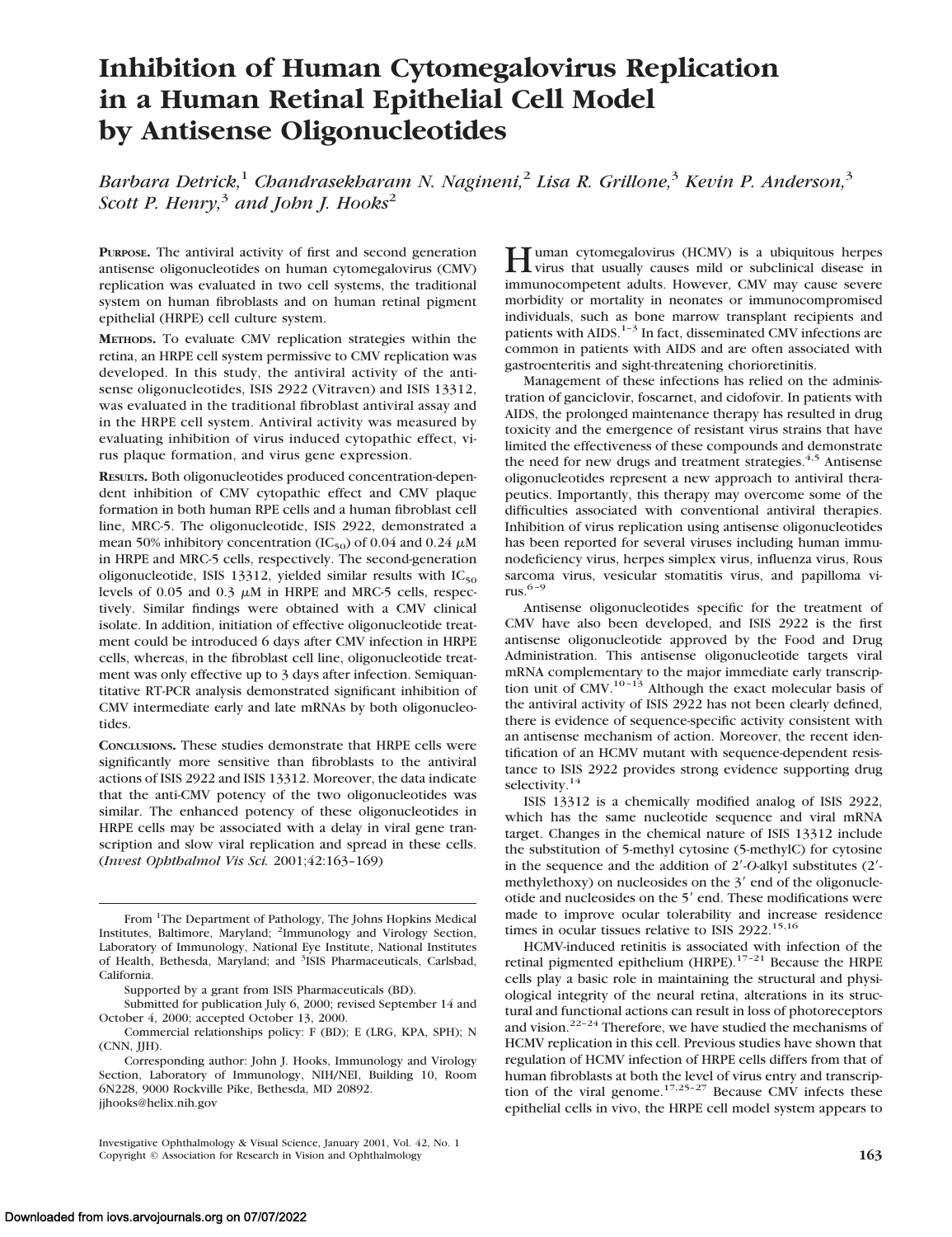# Inhibition of Human Cytomegalovirus Replication in a Human Retinal Epithelial Cell Model by Antisense Oligonucleotides

*Barbara Detrick,*[1] *Chandrasekharam N. Nagineni,*[2] *Lisa R. Grillone,*[3] *Kevin P. Anderson,*[3] *Scott P. Henry,*[3] *and John J. Hooks*[2]

**PURPOSE.** The antiviral activity of first and second generation antisense oligonucleotides on human cytomegalovirus (CMV) replication was evaluated in two cell systems, the traditional system on human fibroblasts and on human retinal pigment epithelial (HRPE) cell culture system.

**METHODS.** To evaluate CMV replication strategies within the retina, an HRPE cell system permissive to CMV replication was developed. In this study, the antiviral activity of the antisense oligonucleotides, ISIS 2922 (Vitraven) and ISIS 13312, was evaluated in the traditional fibroblast antiviral assay and in the HRPE cell system. Antiviral activity was measured by evaluating inhibition of virus induced cytopathic effect, virus plaque formation, and virus gene expression.

**RESULTS.** Both oligonucleotides produced concentration-dependent inhibition of CMV cytopathic effect and CMV plaque formation in both human RPE cells and a human fibroblast cell line, MRC-5. The oligonucleotide, ISIS 2922, demonstrated a mean 50% inhibitory concentration ($IC_{50}$) of 0.04 and 0.24 $\mu$M in HRPE and MRC-5 cells, respectively. The second-generation oligonucleotide, ISIS 13312, yielded similar results with $IC_{50}$ levels of 0.05 and 0.3 $\mu$M in HRPE and MRC-5 cells, respectively. Similar findings were obtained with a CMV clinical isolate. In addition, initiation of effective oligonucleotide treatment could be introduced 6 days after CMV infection in HRPE cells, whereas, in the fibroblast cell line, oligonucleotide treatment was only effective up to 3 days after infection. Semiquantitative RT-PCR analysis demonstrated significant inhibition of CMV intermediate early and late mRNAs by both oligonucleotides.

**CONCLUSIONS.** These studies demonstrate that HRPE cells were significantly more sensitive than fibroblasts to the antiviral actions of ISIS 2922 and ISIS 13312. Moreover, the data indicate that the anti-CMV potency of the two oligonucleotides was similar. The enhanced potency of these oligonucleotides in HRPE cells may be associated with a delay in viral gene transcription and slow viral replication and spread in these cells. (*Invest Ophthalmol Vis Sci.* 2001;42:163–169)

From [1]The Department of Pathology, The Johns Hopkins Medical Institutes, Baltimore, Maryland; [2]Immunology and Virology Section, Laboratory of Immunology, National Eye Institute, National Institutes of Health, Bethesda, Maryland; and [3]ISIS Pharmaceuticals, Carlsbad, California.

Supported by a grant from ISIS Pharmaceuticals (BD).

Submitted for publication July 6, 2000; revised September 14 and October 4, 2000; accepted October 13, 2000.

Commercial relationships policy: F (BD); E (LRG, KPA, SPH); N (CNN, JJH).

Corresponding author: John J. Hooks, Immunology and Virology Section, Laboratory of Immunology, NIH/NEI, Building 10, Room 6N228, 9000 Rockville Pike, Bethesda, MD 20892. jjhooks@helix.nih.gov

Human cytomegalovirus (HCMV) is a ubiquitous herpes virus that usually causes mild or subclinical disease in immunocompetent adults. However, CMV may cause severe morbidity or mortality in neonates or immunocompromised individuals, such as bone marrow transplant recipients and patients with AIDS.[1–3] In fact, disseminated CMV infections are common in patients with AIDS and are often associated with gastroenteritis and sight-threatening chorioretinitis.

Management of these infections has relied on the administration of ganciclovir, foscarnet, and cidofovir. In patients with AIDS, the prolonged maintenance therapy has resulted in drug toxicity and the emergence of resistant virus strains that have limited the effectiveness of these compounds and demonstrate the need for new drugs and treatment strategies.[4,5] Antisense oligonucleotides represent a new approach to antiviral therapeutics. Importantly, this therapy may overcome some of the difficulties associated with conventional antiviral therapies. Inhibition of virus replication using antisense oligonucleotides has been reported for several viruses including human immunodeficiency virus, herpes simplex virus, influenza virus, Rous sarcoma virus, vesicular stomatitis virus, and papilloma virus.[6–9]

Antisense oligonucleotides specific for the treatment of CMV have also been developed, and ISIS 2922 is the first antisense oligonucleotide approved by the Food and Drug Administration. This antisense oligonucleotide targets viral mRNA complementary to the major immediate early transcription unit of CMV.[10–13] Although the exact molecular basis of the antiviral activity of ISIS 2922 has not been clearly defined, there is evidence of sequence-specific activity consistent with an antisense mechanism of action. Moreover, the recent identification of an HCMV mutant with sequence-dependent resistance to ISIS 2922 provides strong evidence supporting drug selectivity.[14]

ISIS 13312 is a chemically modified analog of ISIS 2922, which has the same nucleotide sequence and viral mRNA target. Changes in the chemical nature of ISIS 13312 include the substitution of 5-methyl cytosine (5-methylC) for cytosine in the sequence and the addition of 2′-*O*-alkyl substitutes (2′-methylethoxy) on nucleosides on the 3′ end of the oligonucleotide and nucleosides on the 5′ end. These modifications were made to improve ocular tolerability and increase residence times in ocular tissues relative to ISIS 2922.[15,16]

HCMV-induced retinitis is associated with infection of the retinal pigmented epithelium (HRPE).[17–21] Because the HRPE cells play a basic role in maintaining the structural and physiological integrity of the neural retina, alterations in its structural and functional actions can result in loss of photoreceptors and vision.[22–24] Therefore, we have studied the mechanisms of HCMV replication in this cell. Previous studies have shown that regulation of HCMV infection of HRPE cells differs from that of human fibroblasts at both the level of virus entry and transcription of the viral genome.[17,25–27] Because CMV infects these epithelial cells in vivo, the HRPE cell model system appears to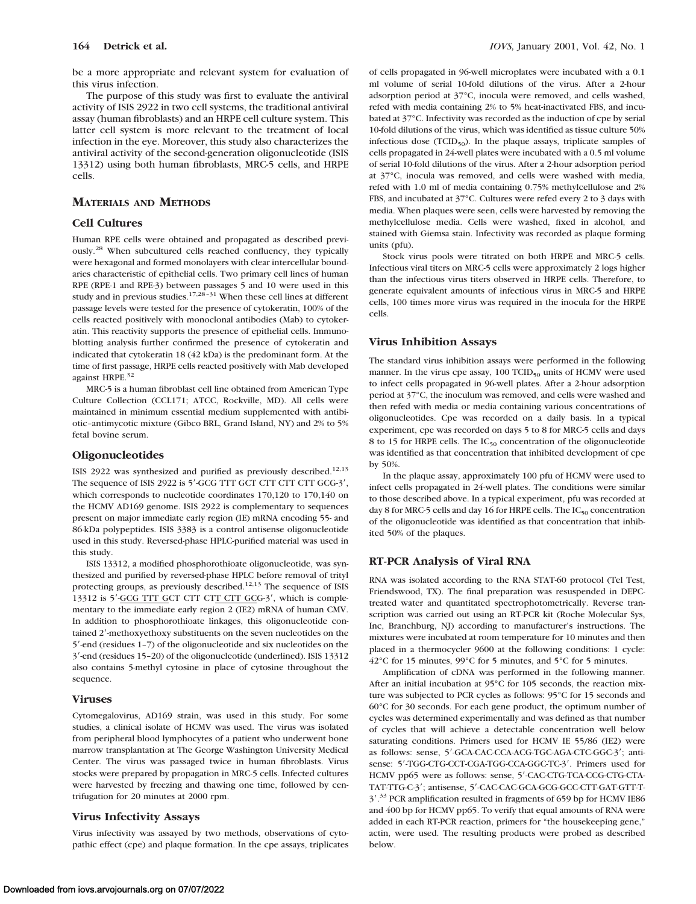be a more appropriate and relevant system for evaluation of this virus infection.

The purpose of this study was first to evaluate the antiviral activity of ISIS 2922 in two cell systems, the traditional antiviral assay (human fibroblasts) and an HRPE cell culture system. This latter cell system is more relevant to the treatment of local infection in the eye. Moreover, this study also characterizes the antiviral activity of the second-generation oligonucleotide (ISIS 13312) using both human fibroblasts, MRC-5 cells, and HRPE cells.

## MATERIALS AND METHODS

### Cell Cultures

Human RPE cells were obtained and propagated as described previously.[28] When subcultured cells reached confluency, they typically were hexagonal and formed monolayers with clear intercellular boundaries characteristic of epithelial cells. Two primary cell lines of human RPE (RPE-1 and RPE-3) between passages 5 and 10 were used in this study and in previous studies.[17,28–31] When these cell lines at different passage levels were tested for the presence of cytokeratin, 100% of the cells reacted positively with monoclonal antibodies (Mab) to cytokeratin. This reactivity supports the presence of epithelial cells. Immunoblotting analysis further confirmed the presence of cytokeratin and indicated that cytokeratin 18 (42 kDa) is the predominant form. At the time of first passage, HRPE cells reacted positively with Mab developed against HRPE.[32]

MRC-5 is a human fibroblast cell line obtained from American Type Culture Collection (CCL171; ATCC, Rockville, MD). All cells were maintained in minimum essential medium supplemented with antibiotic–antimycotic mixture (Gibco BRL, Grand Island, NY) and 2% to 5% fetal bovine serum.

### Oligonucleotides

ISIS 2922 was synthesized and purified as previously described.[12,13] The sequence of ISIS 2922 is 5′-GCG TTT GCT CTT CTT CTT GCG-3′, which corresponds to nucleotide coordinates 170,120 to 170,140 on the HCMV AD169 genome. ISIS 2922 is complementary to sequences present on major immediate early region (IE) mRNA encoding 55- and 86-kDa polypeptides. ISIS 3383 is a control antisense oligonucleotide used in this study. Reversed-phase HPLC-purified material was used in this study.

ISIS 13312, a modified phosphorothioate oligonucleotide, was synthesized and purified by reversed-phase HPLC before removal of trityl protecting groups, as previously described.[12,13] The sequence of ISIS 13312 is 5′-<u>GCG TTT G</u>CT CTT CT<u>T CTT GC</u>G-3′, which is complementary to the immediate early region 2 (IE2) mRNA of human CMV. In addition to phosphorothioate linkages, this oligonucleotide contained 2′-methoxyethoxy substituents on the seven nucleotides on the 5′-end (residues 1–7) of the oligonucleotide and six nucleotides on the 3′-end (residues 15–20) of the oligonucleotide (underlined). ISIS 13312 also contains 5-methyl cytosine in place of cytosine throughout the sequence.

### Viruses

Cytomegalovirus, AD169 strain, was used in this study. For some studies, a clinical isolate of HCMV was used. The virus was isolated from peripheral blood lymphocytes of a patient who underwent bone marrow transplantation at The George Washington University Medical Center. The virus was passaged twice in human fibroblasts. Virus stocks were prepared by propagation in MRC-5 cells. Infected cultures were harvested by freezing and thawing one time, followed by centrifugation for 20 minutes at 2000 rpm.

### Virus Infectivity Assays

Virus infectivity was assayed by two methods, observations of cytopathic effect (cpe) and plaque formation. In the cpe assays, triplicates of cells propagated in 96-well microplates were incubated with a 0.1 ml volume of serial 10-fold dilutions of the virus. After a 2-hour adsorption period at 37°C, inocula were removed, and cells washed, refed with media containing 2% to 5% heat-inactivated FBS, and incubated at 37°C. Infectivity was recorded as the induction of cpe by serial 10-fold dilutions of the virus, which was identified as tissue culture 50% infectious dose ($TCID_{50}$). In the plaque assays, triplicate samples of cells propagated in 24-well plates were incubated with a 0.5 ml volume of serial 10-fold dilutions of the virus. After a 2-hour adsorption period at 37°C, inocula was removed, and cells were washed with media, refed with 1.0 ml of media containing 0.75% methylcellulose and 2% FBS, and incubated at 37°C. Cultures were refed every 2 to 3 days with media. When plaques were seen, cells were harvested by removing the methylcellulose media. Cells were washed, fixed in alcohol, and stained with Giemsa stain. Infectivity was recorded as plaque forming units (pfu).

Stock virus pools were titrated on both HRPE and MRC-5 cells. Infectious viral titers on MRC-5 cells were approximately 2 logs higher than the infectious virus titers observed in HRPE cells. Therefore, to generate equivalent amounts of infectious virus in MRC-5 and HRPE cells, 100 times more virus was required in the inocula for the HRPE cells.

### Virus Inhibition Assays

The standard virus inhibition assays were performed in the following manner. In the virus cpe assay, 100 $TCID_{50}$ units of HCMV were used to infect cells propagated in 96-well plates. After a 2-hour adsorption period at 37°C, the inoculum was removed, and cells were washed and then refed with media or media containing various concentrations of oligonucleotides. Cpe was recorded on a daily basis. In a typical experiment, cpe was recorded on days 5 to 8 for MRC-5 cells and days 8 to 15 for HRPE cells. The $IC_{50}$ concentration of the oligonucleotide was identified as that concentration that inhibited development of cpe by 50%.

In the plaque assay, approximately 100 pfu of HCMV were used to infect cells propagated in 24-well plates. The conditions were similar to those described above. In a typical experiment, pfu was recorded at day 8 for MRC-5 cells and day 16 for HRPE cells. The $IC_{50}$ concentration of the oligonucleotide was identified as that concentration that inhibited 50% of the plaques.

### RT-PCR Analysis of Viral RNA

RNA was isolated according to the RNA STAT-60 protocol (Tel Test, Friendswood, TX). The final preparation was resuspended in DEPC-treated water and quantitated spectrophotometrically. Reverse transcription was carried out using an RT-PCR kit (Roche Molecular Sys, Inc, Branchburg, NJ) according to manufacturer's instructions. The mixtures were incubated at room temperature for 10 minutes and then placed in a thermocycler 9600 at the following conditions: 1 cycle: 42°C for 15 minutes, 99°C for 5 minutes, and 5°C for 5 minutes.

Amplification of cDNA was performed in the following manner. After an initial incubation at 95°C for 105 seconds, the reaction mixture was subjected to PCR cycles as follows: 95°C for 15 seconds and 60°C for 30 seconds. For each gene product, the optimum number of cycles was determined experimentally and was defined as that number of cycles that will achieve a detectable concentration well below saturating conditions. Primers used for HCMV IE 55/86 (IE2) were as follows: sense, 5′-GCA-CAC-CCA-ACG-TGC-AGA-CTC-GGC-3′; antisense: 5′-TGG-CTG-CCT-CGA-TGG-CCA-GGC-TC-3′. Primers used for HCMV pp65 were as follows: sense, 5′-CAC-CTG-TCA-CCG-CTG-CTA-TAT-TTG-C-3′; antisense, 5′-CAC-CAC-GCA-GCG-GCC-CTT-GAT-GTT-T-3′.[33] PCR amplification resulted in fragments of 659 bp for HCMV IE86 and 400 bp for HCMV pp65. To verify that equal amounts of RNA were added in each RT-PCR reaction, primers for "the housekeeping gene," actin, were used. The resulting products were probed as described below.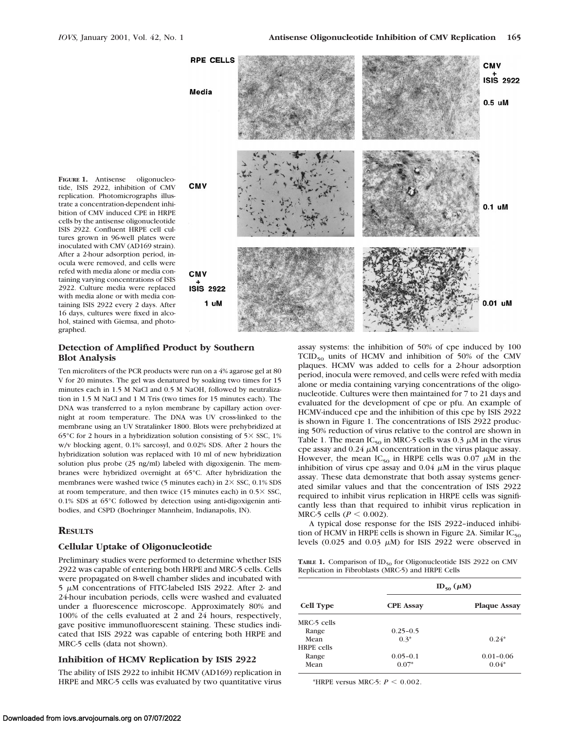**FIGURE 1.** Antisense oligonucleotide, ISIS 2922, inhibition of CMV replication. Photomicrographs illustrate a concentration-dependent inhibition of CMV induced CPE in HRPE cells by the antisense oligonucleotide ISIS 2922. Confluent HRPE cell cultures grown in 96-well plates were inoculated with CMV (AD169 strain). After a 2-hour adsorption period, inocula were removed, and cells were refed with media alone or media containing varying concentrations of ISIS 2922. Culture media were replaced with media alone or with media containing ISIS 2922 every 2 days. After 16 days, cultures were fixed in alcohol, stained with Giemsa, and photographed.

### Detection of Amplified Product by Southern Blot Analysis

Ten microliters of the PCR products were run on a 4% agarose gel at 80 V for 20 minutes. The gel was denatured by soaking two times for 15 minutes each in 1.5 M NaCl and 0.5 M NaOH, followed by neutralization in 1.5 M NaCl and 1 M Tris (two times for 15 minutes each). The DNA was transferred to a nylon membrane by capillary action overnight at room temperature. The DNA was UV cross-linked to the membrane using an UV Stratalinker 1800. Blots were prehybridized at 65°C for 2 hours in a hybridization solution consisting of 5× SSC, 1% w/v blocking agent, 0.1% sarcosyl, and 0.02% SDS. After 2 hours the hybridization solution was replaced with 10 ml of new hybridization solution plus probe (25 ng/ml) labeled with digoxigenin. The membranes were hybridized overnight at 65°C. After hybridization the membranes were washed twice (5 minutes each) in 2× SSC, 0.1% SDS at room temperature, and then twice (15 minutes each) in 0.5× SSC, 0.1% SDS at 65°C followed by detection using anti-digoxigenin antibodies, and CSPD (Boehringer Mannheim, Indianapolis, IN).

## RESULTS

### Cellular Uptake of Oligonucleotide

Preliminary studies were performed to determine whether ISIS 2922 was capable of entering both HRPE and MRC-5 cells. Cells were propagated on 8-well chamber slides and incubated with 5 $\mu$M concentrations of FITC-labeled ISIS 2922. After 2- and 24-hour incubation periods, cells were washed and evaluated under a fluorescence microscope. Approximately 80% and 100% of the cells evaluated at 2 and 24 hours, respectively, gave positive immunofluorescent staining. These studies indicated that ISIS 2922 was capable of entering both HRPE and MRC-5 cells (data not shown).

### Inhibition of HCMV Replication by ISIS 2922

The ability of ISIS 2922 to inhibit HCMV (AD169) replication in HRPE and MRC-5 cells was evaluated by two quantitative virus assay systems: the inhibition of 50% of cpe induced by 100 $TCID_{50}$ units of HCMV and inhibition of 50% of the CMV plaques. HCMV was added to cells for a 2-hour adsorption period, inocula were removed, and cells were refed with media alone or media containing varying concentrations of the oligonucleotide. Cultures were then maintained for 7 to 21 days and evaluated for the development of cpe or pfu. An example of HCMV-induced cpe and the inhibition of this cpe by ISIS 2922 is shown in Figure 1. The concentrations of ISIS 2922 producing 50% reduction of virus relative to the control are shown in Table 1. The mean $IC_{50}$ in MRC-5 cells was 0.3 $\mu$M in the virus cpe assay and 0.24 $\mu$M concentration in the virus plaque assay. However, the mean $IC_{50}$ in HRPE cells was 0.07 $\mu$M in the inhibition of virus cpe assay and 0.04 $\mu$M in the virus plaque assay. These data demonstrate that both assay systems generated similar values and that the concentration of ISIS 2922 required to inhibit virus replication in HRPE cells was significantly less than that required to inhibit virus replication in MRC-5 cells ($P < 0.002$).

A typical dose response for the ISIS 2922–induced inhibition of HCMV in HRPE cells is shown in Figure 2A. Similar $IC_{50}$ levels (0.025 and 0.03 $\mu$M) for ISIS 2922 were observed in

**TABLE 1.** Comparison of $ID_{50}$ for Oligonucleotide ISIS 2922 on CMV Replication in Fibroblasts (MRC-5) and HRPE Cells

| Cell Type | $ID_{50}$ ($\mu$M) CPE Assay | Plaque Assay |
|---|---|---|
| MRC-5 cells | | |
| Range | 0.25–0.5 | |
| Mean | 0.3* | 0.24* |
| HRPE cells | | |
| Range | 0.05–0.1 | 0.01–0.06 |
| Mean | 0.07* | 0.04* |

*HRPE versus MRC-5: $P < 0.002$.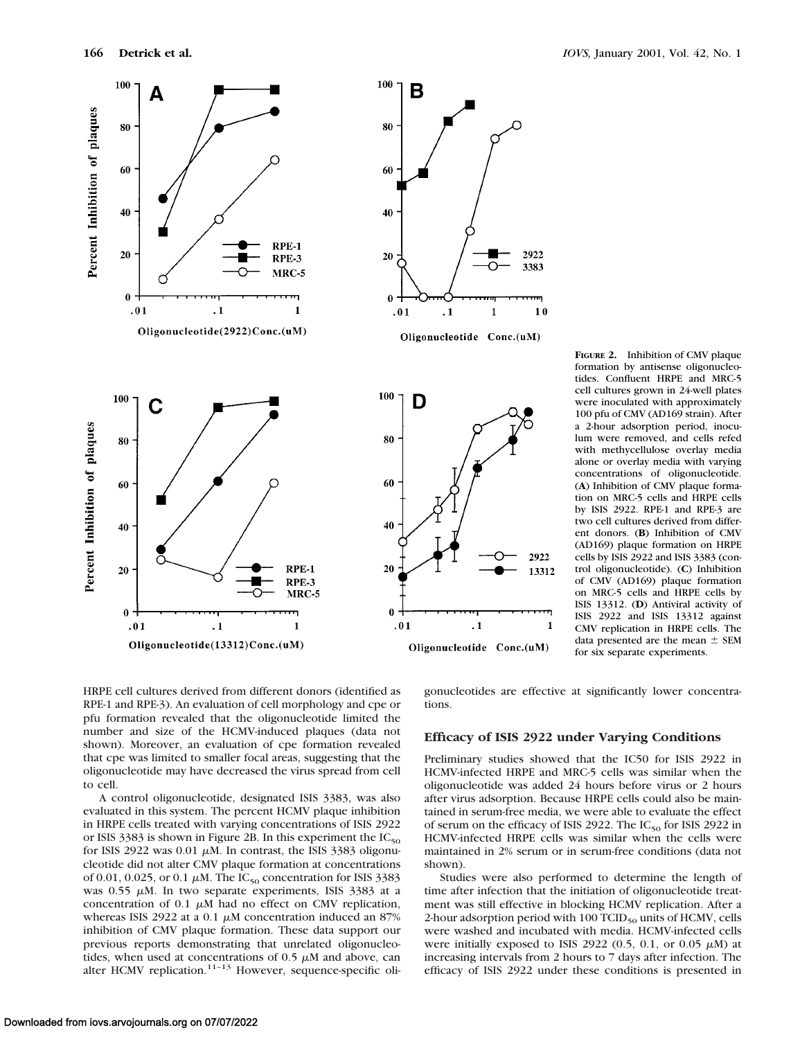**FIGURE 2.** Inhibition of CMV plaque formation by antisense oligonucleotides. Confluent HRPE and MRC-5 cell cultures grown in 24-well plates were inoculated with approximately 100 pfu of CMV (AD169 strain). After a 2-hour adsorption period, inoculum were removed, and cells refed with methycellulose overlay media alone or overlay media with varying concentrations of oligonucleotide. (**A**) Inhibition of CMV plaque formation on MRC-5 cells and HRPE cells by ISIS 2922. RPE-1 and RPE-3 are two cell cultures derived from different donors. (**B**) Inhibition of CMV (AD169) plaque formation on HRPE cells by ISIS 2922 and ISIS 3383 (control oligonucleotide). (**C**) Inhibition of CMV (AD169) plaque formation on MRC-5 cells and HRPE cells by ISIS 13312. (**D**) Antiviral activity of ISIS 2922 and ISIS 13312 against CMV replication in HRPE cells. The data presented are the mean ± SEM for six separate experiments.

HRPE cell cultures derived from different donors (identified as RPE-1 and RPE-3). An evaluation of cell morphology and cpe or pfu formation revealed that the oligonucleotide limited the number and size of the HCMV-induced plaques (data not shown). Moreover, an evaluation of cpe formation revealed that cpe was limited to smaller focal areas, suggesting that the oligonucleotide may have decreased the virus spread from cell to cell.

A control oligonucleotide, designated ISIS 3383, was also evaluated in this system. The percent HCMV plaque inhibition in HRPE cells treated with varying concentrations of ISIS 2922 or ISIS 3383 is shown in Figure 2B. In this experiment the $IC_{50}$ for ISIS 2922 was 0.01 $\mu$M. In contrast, the ISIS 3383 oligonucleotide did not alter CMV plaque formation at concentrations of 0.01, 0.025, or 0.1 $\mu$M. The $IC_{50}$ concentration for ISIS 3383 was 0.55 $\mu$M. In two separate experiments, ISIS 3383 at a concentration of 0.1 $\mu$M had no effect on CMV replication, whereas ISIS 2922 at a 0.1 $\mu$M concentration induced an 87% inhibition of CMV plaque formation. These data support our previous reports demonstrating that unrelated oligonucleotides, when used at concentrations of 0.5 $\mu$M and above, can alter HCMV replication.[11–13] However, sequence-specific oligonucleotides are effective at significantly lower concentrations.

### Efficacy of ISIS 2922 under Varying Conditions

Preliminary studies showed that the IC50 for ISIS 2922 in HCMV-infected HRPE and MRC-5 cells was similar when the oligonucleotide was added 24 hours before virus or 2 hours after virus adsorption. Because HRPE cells could also be maintained in serum-free media, we were able to evaluate the effect of serum on the efficacy of ISIS 2922. The $IC_{50}$ for ISIS 2922 in HCMV-infected HRPE cells was similar when the cells were maintained in 2% serum or in serum-free conditions (data not shown).

Studies were also performed to determine the length of time after infection that the initiation of oligonucleotide treatment was still effective in blocking HCMV replication. After a 2-hour adsorption period with 100 $TCID_{50}$ units of HCMV, cells were washed and incubated with media. HCMV-infected cells were initially exposed to ISIS 2922 (0.5, 0.1, or 0.05 $\mu$M) at increasing intervals from 2 hours to 7 days after infection. The efficacy of ISIS 2922 under these conditions is presented in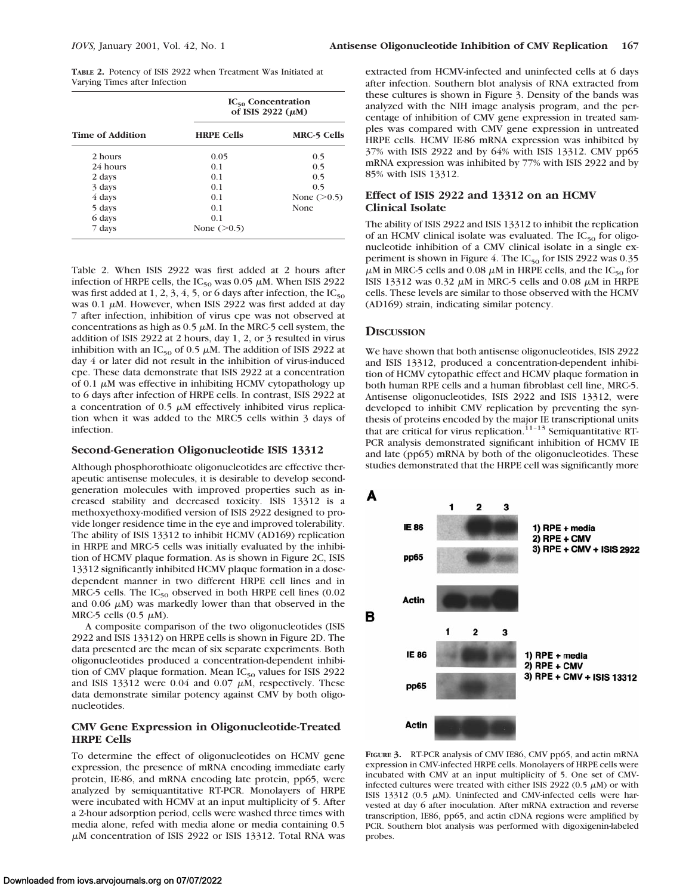**TABLE 2.** Potency of ISIS 2922 when Treatment Was Initiated at Varying Times after Infection

| Time of Addition | $IC_{50}$ Concentration of ISIS 2922 ($\mu$M) | |
|---|---|---|
| | HRPE Cells | MRC-5 Cells |
| 2 hours | 0.05 | 0.5 |
| 24 hours | 0.1 | 0.5 |
| 2 days | 0.1 | 0.5 |
| 3 days | 0.1 | 0.5 |
| 4 days | 0.1 | None (>0.5) |
| 5 days | 0.1 | None |
| 6 days | 0.1 | |
| 7 days | None (>0.5) | |

Table 2. When ISIS 2922 was first added at 2 hours after infection of HRPE cells, the $IC_{50}$ was 0.05 $\mu$M. When ISIS 2922 was first added at 1, 2, 3, 4, 5, or 6 days after infection, the $IC_{50}$ was 0.1 $\mu$M. However, when ISIS 2922 was first added at day 7 after infection, inhibition of virus cpe was not observed at concentrations as high as 0.5 $\mu$M. In the MRC-5 cell system, the addition of ISIS 2922 at 2 hours, day 1, 2, or 3 resulted in virus inhibition with an $IC_{50}$ of 0.5 $\mu$M. The addition of ISIS 2922 at day 4 or later did not result in the inhibition of virus-induced cpe. These data demonstrate that ISIS 2922 at a concentration of 0.1 $\mu$M was effective in inhibiting HCMV cytopathology up to 6 days after infection of HRPE cells. In contrast, ISIS 2922 at a concentration of 0.5 $\mu$M effectively inhibited virus replication when it was added to the MRC5 cells within 3 days of infection.

### Second-Generation Oligonucleotide ISIS 13312

Although phosphorothioate oligonucleotides are effective therapeutic antisense molecules, it is desirable to develop second-generation molecules with improved properties such as increased stability and decreased toxicity. ISIS 13312 is a methoxyethoxy-modified version of ISIS 2922 designed to provide longer residence time in the eye and improved tolerability. The ability of ISIS 13312 to inhibit HCMV (AD169) replication in HRPE and MRC-5 cells was initially evaluated by the inhibition of HCMV plaque formation. As is shown in Figure 2C, ISIS 13312 significantly inhibited HCMV plaque formation in a dose-dependent manner in two different HRPE cell lines and in MRC-5 cells. The $IC_{50}$ observed in both HRPE cell lines (0.02 and 0.06 $\mu$M) was markedly lower than that observed in the MRC-5 cells (0.5 $\mu$M).

A composite comparison of the two oligonucleotides (ISIS 2922 and ISIS 13312) on HRPE cells is shown in Figure 2D. The data presented are the mean of six separate experiments. Both oligonucleotides produced a concentration-dependent inhibition of CMV plaque formation. Mean $IC_{50}$ values for ISIS 2922 and ISIS 13312 were 0.04 and 0.07 $\mu$M, respectively. These data demonstrate similar potency against CMV by both oligonucleotides.

### CMV Gene Expression in Oligonucleotide-Treated HRPE Cells

To determine the effect of oligonucleotides on HCMV gene expression, the presence of mRNA encoding immediate early protein, IE-86, and mRNA encoding late protein, pp65, were analyzed by semiquantitative RT-PCR. Monolayers of HRPE were incubated with HCMV at an input multiplicity of 5. After a 2-hour adsorption period, cells were washed three times with media alone, refed with media alone or media containing 0.5 $\mu$M concentration of ISIS 2922 or ISIS 13312. Total RNA was extracted from HCMV-infected and uninfected cells at 6 days after infection. Southern blot analysis of RNA extracted from these cultures is shown in Figure 3. Density of the bands was analyzed with the NIH image analysis program, and the percentage of inhibition of CMV gene expression in treated samples was compared with CMV gene expression in untreated HRPE cells. HCMV IE-86 mRNA expression was inhibited by 37% with ISIS 2922 and by 64% with ISIS 13312. CMV pp65 mRNA expression was inhibited by 77% with ISIS 2922 and by 85% with ISIS 13312.

### Effect of ISIS 2922 and 13312 on an HCMV Clinical Isolate

The ability of ISIS 2922 and ISIS 13312 to inhibit the replication of an HCMV clinical isolate was evaluated. The $IC_{50}$ for oligonucleotide inhibition of a CMV clinical isolate in a single experiment is shown in Figure 4. The $IC_{50}$ for ISIS 2922 was 0.35 $\mu$M in MRC-5 cells and 0.08 $\mu$M in HRPE cells, and the $IC_{50}$ for ISIS 13312 was 0.32 $\mu$M in MRC-5 cells and 0.08 $\mu$M in HRPE cells. These levels are similar to those observed with the HCMV (AD169) strain, indicating similar potency.

## Discussion

We have shown that both antisense oligonucleotides, ISIS 2922 and ISIS 13312, produced a concentration-dependent inhibition of HCMV cytopathic effect and HCMV plaque formation in both human RPE cells and a human fibroblast cell line, MRC-5. Antisense oligonucleotides, ISIS 2922 and ISIS 13312, were developed to inhibit CMV replication by preventing the synthesis of proteins encoded by the major IE transcriptional units that are critical for virus replication.[11–13] Semiquantitative RT-PCR analysis demonstrated significant inhibition of HCMV IE and late (pp65) mRNA by both of the oligonucleotides. These studies demonstrated that the HRPE cell was significantly more

**FIGURE 3.** RT-PCR analysis of CMV IE86, CMV pp65, and actin mRNA expression in CMV-infected HRPE cells. Monolayers of HRPE cells were incubated with CMV at an input multiplicity of 5. One set of CMV-infected cultures were treated with either ISIS 2922 (0.5 $\mu$M) or with ISIS 13312 (0.5 $\mu$M). Uninfected and CMV-infected cells were harvested at day 6 after inoculation. After mRNA extraction and reverse transcription, IE86, pp65, and actin cDNA regions were amplified by PCR. Southern blot analysis was performed with digoxigenin-labeled probes.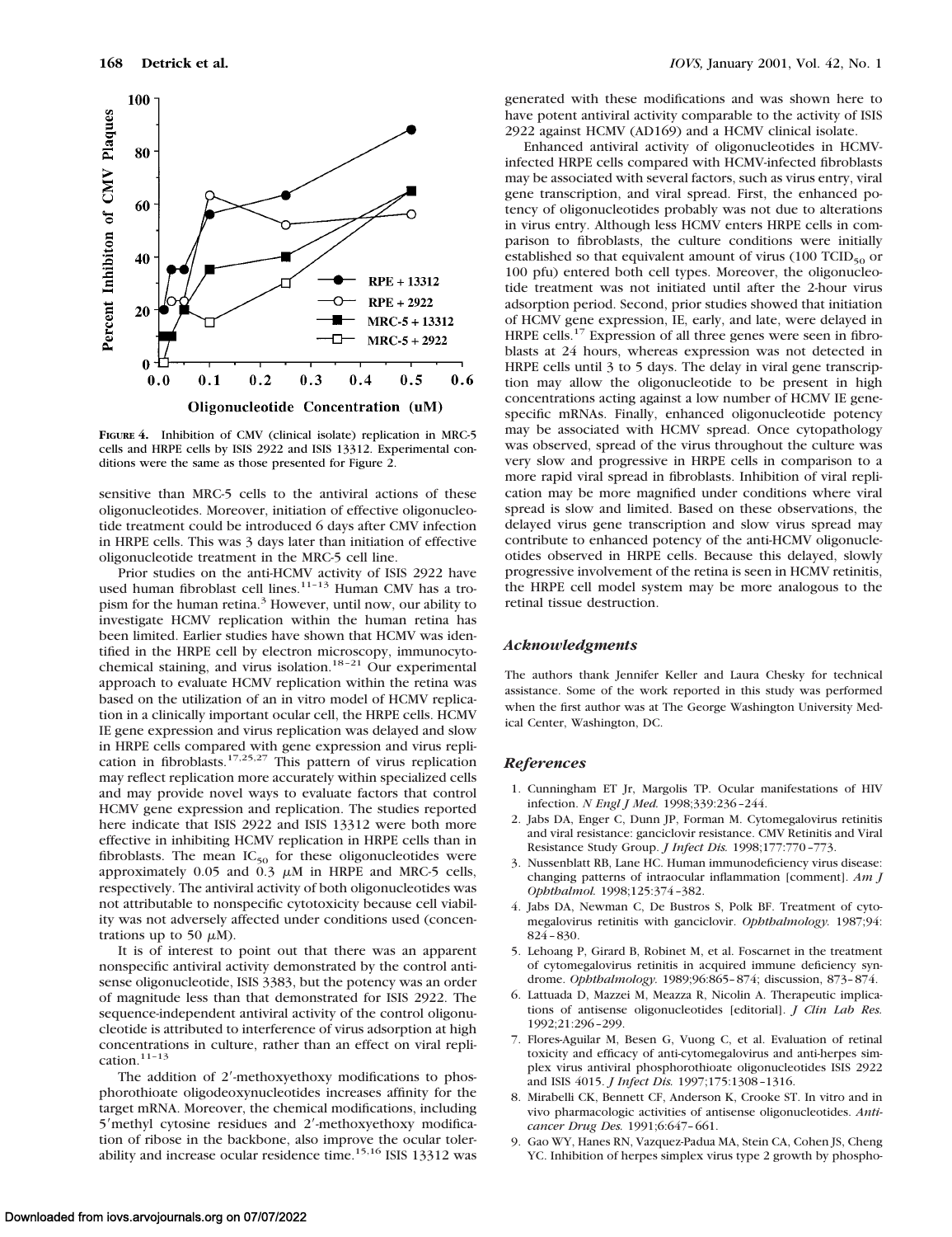**FIGURE 4.** Inhibition of CMV (clinical isolate) replication in MRC-5 cells and HRPE cells by ISIS 2922 and ISIS 13312. Experimental conditions were the same as those presented for Figure 2.

sensitive than MRC-5 cells to the antiviral actions of these oligonucleotides. Moreover, initiation of effective oligonucleotide treatment could be introduced 6 days after CMV infection in HRPE cells. This was 3 days later than initiation of effective oligonucleotide treatment in the MRC-5 cell line.

Prior studies on the anti-HCMV activity of ISIS 2922 have used human fibroblast cell lines.[11–13] Human CMV has a tropism for the human retina.[3] However, until now, our ability to investigate HCMV replication within the human retina has been limited. Earlier studies have shown that HCMV was identified in the HRPE cell by electron microscopy, immunocytochemical staining, and virus isolation.[18–21] Our experimental approach to evaluate HCMV replication within the retina was based on the utilization of an in vitro model of HCMV replication in a clinically important ocular cell, the HRPE cells. HCMV IE gene expression and virus replication was delayed and slow in HRPE cells compared with gene expression and virus replication in fibroblasts.[17,25,27] This pattern of virus replication may reflect replication more accurately within specialized cells and may provide novel ways to evaluate factors that control HCMV gene expression and replication. The studies reported here indicate that ISIS 2922 and ISIS 13312 were both more effective in inhibiting HCMV replication in HRPE cells than in fibroblasts. The mean $IC_{50}$ for these oligonucleotides were approximately 0.05 and 0.3 $\mu$M in HRPE and MRC-5 cells, respectively. The antiviral activity of both oligonucleotides was not attributable to nonspecific cytotoxicity because cell viability was not adversely affected under conditions used (concentrations up to 50 $\mu$M).

It is of interest to point out that there was an apparent nonspecific antiviral activity demonstrated by the control antisense oligonucleotide, ISIS 3383, but the potency was an order of magnitude less than that demonstrated for ISIS 2922. The sequence-independent antiviral activity of the control oligonucleotide is attributed to interference of virus adsorption at high concentrations in culture, rather than an effect on viral replication.[11–13]

The addition of 2′-methoxyethoxy modifications to phosphorothioate oligodeoxynucleotides increases affinity for the target mRNA. Moreover, the chemical modifications, including 5′methyl cytosine residues and 2′-methoxyethoxy modification of ribose in the backbone, also improve the ocular tolerability and increase ocular residence time.[15,16] ISIS 13312 was generated with these modifications and was shown here to have potent antiviral activity comparable to the activity of ISIS 2922 against HCMV (AD169) and a HCMV clinical isolate.

Enhanced antiviral activity of oligonucleotides in HCMV-infected HRPE cells compared with HCMV-infected fibroblasts may be associated with several factors, such as virus entry, viral gene transcription, and viral spread. First, the enhanced potency of oligonucleotides probably was not due to alterations in virus entry. Although less HCMV enters HRPE cells in comparison to fibroblasts, the culture conditions were initially established so that equivalent amount of virus (100 $TCID_{50}$ or 100 pfu) entered both cell types. Moreover, the oligonucleotide treatment was not initiated until after the 2-hour virus adsorption period. Second, prior studies showed that initiation of HCMV gene expression, IE, early, and late, were delayed in HRPE cells.[17] Expression of all three genes were seen in fibroblasts at 24 hours, whereas expression was not detected in HRPE cells until 3 to 5 days. The delay in viral gene transcription may allow the oligonucleotide to be present in high concentrations acting against a low number of HCMV IE gene-specific mRNAs. Finally, enhanced oligonucleotide potency may be associated with HCMV spread. Once cytopathology was observed, spread of the virus throughout the culture was very slow and progressive in HRPE cells in comparison to a more rapid viral spread in fibroblasts. Inhibition of viral replication may be more magnified under conditions where viral spread is slow and limited. Based on these observations, the delayed virus gene transcription and slow virus spread may contribute to enhanced potency of the anti-HCMV oligonucleotides observed in HRPE cells. Because this delayed, slowly progressive involvement of the retina is seen in HCMV retinitis, the HRPE cell model system may be more analogous to the retinal tissue destruction.

## *Acknowledgments*

The authors thank Jennifer Keller and Laura Chesky for technical assistance. Some of the work reported in this study was performed when the first author was at The George Washington University Medical Center, Washington, DC.

## *References*

1. Cunningham ET Jr, Margolis TP. Ocular manifestations of HIV infection. *N Engl J Med.* 1998;339:236–244.
2. Jabs DA, Enger C, Dunn JP, Forman M. Cytomegalovirus retinitis and viral resistance: ganciclovir resistance. CMV Retinitis and Viral Resistance Study Group. *J Infect Dis.* 1998;177:770–773.
3. Nussenblatt RB, Lane HC. Human immunodeficiency virus disease: changing patterns of intraocular inflammation [comment]. *Am J Ophthalmol.* 1998;125:374–382.
4. Jabs DA, Newman C, De Bustros S, Polk BF. Treatment of cytomegalovirus retinitis with ganciclovir. *Ophthalmology.* 1987;94: 824–830.
5. Lehoang P, Girard B, Robinet M, et al. Foscarnet in the treatment of cytomegalovirus retinitis in acquired immune deficiency syndrome. *Ophthalmology.* 1989;96:865–874; discussion, 873–874.
6. Lattuada D, Mazzei M, Meazza R, Nicolin A. Therapeutic implications of antisense oligonucleotides [editorial]. *J Clin Lab Res.* 1992;21:296–299.
7. Flores-Aguilar M, Besen G, Vuong C, et al. Evaluation of retinal toxicity and efficacy of anti-cytomegalovirus and anti-herpes simplex virus antiviral phosphorothioate oligonucleotides ISIS 2922 and ISIS 4015. *J Infect Dis.* 1997;175:1308–1316.
8. Mirabelli CK, Bennett CF, Anderson K, Crooke ST. In vitro and in vivo pharmacologic activities of antisense oligonucleotides. *Anticancer Drug Des.* 1991;6:647–661.
9. Gao WY, Hanes RN, Vazquez-Padua MA, Stein CA, Cohen JS, Cheng YC. Inhibition of herpes simplex virus type 2 growth by phospho-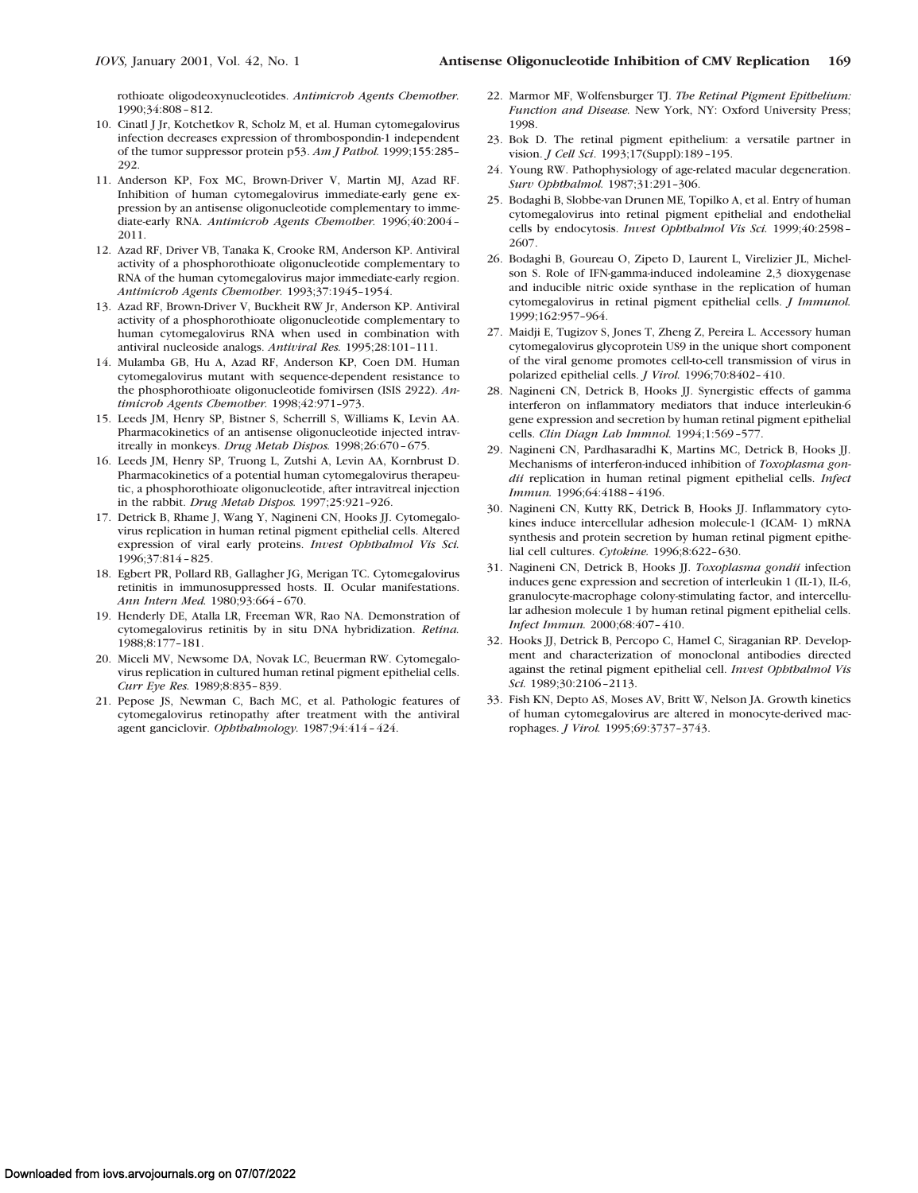rothioate oligodeoxynucleotides. *Antimicrob Agents Chemother.* 1990;34:808–812.

10. Cinatl J Jr, Kotchetkov R, Scholz M, et al. Human cytomegalovirus infection decreases expression of thrombospondin-1 independent of the tumor suppressor protein p53. *Am J Pathol.* 1999;155:285–292.
11. Anderson KP, Fox MC, Brown-Driver V, Martin MJ, Azad RF. Inhibition of human cytomegalovirus immediate-early gene expression by an antisense oligonucleotide complementary to immediate-early RNA. *Antimicrob Agents Chemother.* 1996;40:2004–2011.
12. Azad RF, Driver VB, Tanaka K, Crooke RM, Anderson KP. Antiviral activity of a phosphorothioate oligonucleotide complementary to RNA of the human cytomegalovirus major immediate-early region. *Antimicrob Agents Chemother.* 1993;37:1945–1954.
13. Azad RF, Brown-Driver V, Buckheit RW Jr, Anderson KP. Antiviral activity of a phosphorothioate oligonucleotide complementary to human cytomegalovirus RNA when used in combination with antiviral nucleoside analogs. *Antiviral Res.* 1995;28:101–111.
14. Mulamba GB, Hu A, Azad RF, Anderson KP, Coen DM. Human cytomegalovirus mutant with sequence-dependent resistance to the phosphorothioate oligonucleotide fomivirsen (ISIS 2922). *Antimicrob Agents Chemother.* 1998;42:971–973.
15. Leeds JM, Henry SP, Bistner S, Scherrill S, Williams K, Levin AA. Pharmacokinetics of an antisense oligonucleotide injected intravitreally in monkeys. *Drug Metab Dispos.* 1998;26:670–675.
16. Leeds JM, Henry SP, Truong L, Zutshi A, Levin AA, Kornbrust D. Pharmacokinetics of a potential human cytomegalovirus therapeutic, a phosphorothioate oligonucleotide, after intravitreal injection in the rabbit. *Drug Metab Dispos.* 1997;25:921–926.
17. Detrick B, Rhame J, Wang Y, Nagineni CN, Hooks JJ. Cytomegalovirus replication in human retinal pigment epithelial cells. Altered expression of viral early proteins. *Invest Ophthalmol Vis Sci.* 1996;37:814–825.
18. Egbert PR, Pollard RB, Gallagher JG, Merigan TC. Cytomegalovirus retinitis in immunosuppressed hosts. II. Ocular manifestations. *Ann Intern Med.* 1980;93:664–670.
19. Henderly DE, Atalla LR, Freeman WR, Rao NA. Demonstration of cytomegalovirus retinitis by in situ DNA hybridization. *Retina.* 1988;8:177–181.
20. Miceli MV, Newsome DA, Novak LC, Beuerman RW. Cytomegalovirus replication in cultured human retinal pigment epithelial cells. *Curr Eye Res.* 1989;8:835–839.
21. Pepose JS, Newman C, Bach MC, et al. Pathologic features of cytomegalovirus retinopathy after treatment with the antiviral agent ganciclovir. *Ophthalmology.* 1987;94:414–424.
22. Marmor MF, Wolfensburger TJ. *The Retinal Pigment Epithelium: Function and Disease.* New York, NY: Oxford University Press; 1998.
23. Bok D. The retinal pigment epithelium: a versatile partner in vision. *J Cell Sci*. 1993;17(Suppl):189–195.
24. Young RW. Pathophysiology of age-related macular degeneration. *Surv Ophthalmol.* 1987;31:291–306.
25. Bodaghi B, Slobbe-van Drunen ME, Topilko A, et al. Entry of human cytomegalovirus into retinal pigment epithelial and endothelial cells by endocytosis. *Invest Ophthalmol Vis Sci.* 1999;40:2598–2607.
26. Bodaghi B, Goureau O, Zipeto D, Laurent L, Virelizier JL, Michelson S. Role of IFN-gamma-induced indoleamine 2,3 dioxygenase and inducible nitric oxide synthase in the replication of human cytomegalovirus in retinal pigment epithelial cells. *J Immunol.* 1999;162:957–964.
27. Maidji E, Tugizov S, Jones T, Zheng Z, Pereira L. Accessory human cytomegalovirus glycoprotein US9 in the unique short component of the viral genome promotes cell-to-cell transmission of virus in polarized epithelial cells. *J Virol.* 1996;70:8402–410.
28. Nagineni CN, Detrick B, Hooks JJ. Synergistic effects of gamma interferon on inflammatory mediators that induce interleukin-6 gene expression and secretion by human retinal pigment epithelial cells. *Clin Diagn Lab Immnol.* 1994;1:569–577.
29. Nagineni CN, Pardhasaradhi K, Martins MC, Detrick B, Hooks JJ. Mechanisms of interferon-induced inhibition of *Toxoplasma gondii* replication in human retinal pigment epithelial cells. *Infect Immun.* 1996;64:4188–4196.
30. Nagineni CN, Kutty RK, Detrick B, Hooks JJ. Inflammatory cytokines induce intercellular adhesion molecule-1 (ICAM- 1) mRNA synthesis and protein secretion by human retinal pigment epithelial cell cultures. *Cytokine.* 1996;8:622–630.
31. Nagineni CN, Detrick B, Hooks JJ. *Toxoplasma gondii* infection induces gene expression and secretion of interleukin 1 (IL-1), IL-6, granulocyte-macrophage colony-stimulating factor, and intercellular adhesion molecule 1 by human retinal pigment epithelial cells. *Infect Immun.* 2000;68:407–410.
32. Hooks JJ, Detrick B, Percopo C, Hamel C, Siraganian RP. Development and characterization of monoclonal antibodies directed against the retinal pigment epithelial cell. *Invest Ophthalmol Vis Sci.* 1989;30:2106–2113.
33. Fish KN, Depto AS, Moses AV, Britt W, Nelson JA. Growth kinetics of human cytomegalovirus are altered in monocyte-derived macrophages. *J Virol.* 1995;69:3737–3743.